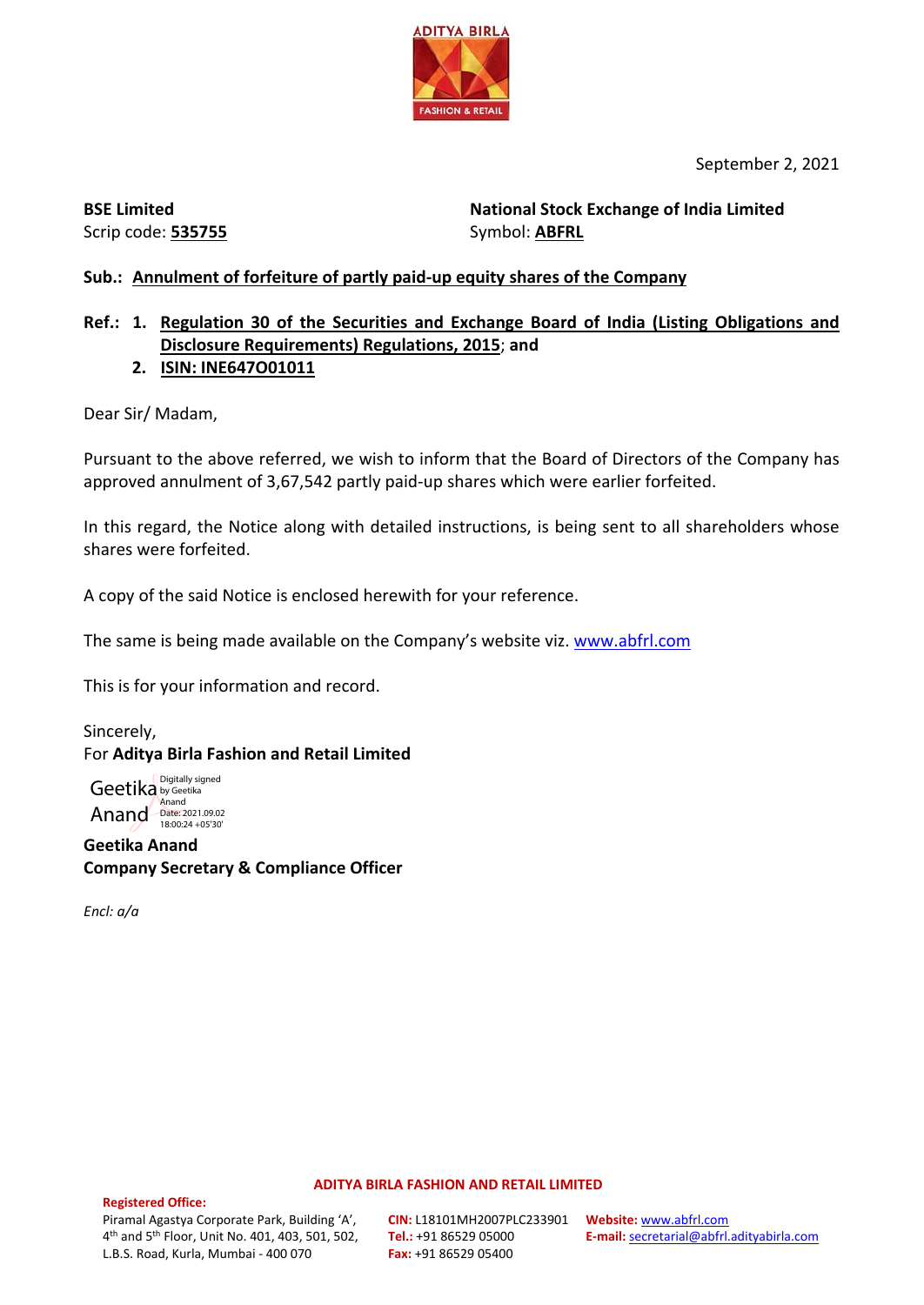September 2, 2021

**BSE Limited**
Scrip code: **535755**

**National Stock Exchange of India Limited**
Symbol: **ABFRL**

**Sub.: Annulment of forfeiture of partly paid-up equity shares of the Company**

**Ref.:**
1. **Regulation 30 of the Securities and Exchange Board of India (Listing Obligations and Disclosure Requirements) Regulations, 2015**; and
2. **ISIN: INE647O01011**

Dear Sir/ Madam,

Pursuant to the above referred, we wish to inform that the Board of Directors of the Company has approved annulment of 3,67,542 partly paid-up shares which were earlier forfeited.

In this regard, the Notice along with detailed instructions, is being sent to all shareholders whose shares were forfeited.

A copy of the said Notice is enclosed herewith for your reference.

The same is being made available on the Company's website viz. www.abfrl.com

This is for your information and record.

Sincerely,
For **Aditya Birla Fashion and Retail Limited**

Geetika Anand (Digitally signed by Geetika Anand, Date: 2021.09.02 18:00:24 +05'30')

**Geetika Anand**
**Company Secretary & Compliance Officer**

*Encl: a/a*

**ADITYA BIRLA FASHION AND RETAIL LIMITED**

**Registered Office:**
Piramal Agastya Corporate Park, Building 'A', 4th and 5th Floor, Unit No. 401, 403, 501, 502, L.B.S. Road, Kurla, Mumbai - 400 070

**CIN:** L18101MH2007PLC233901
**Tel.:** +91 86529 05000
**Fax:** +91 86529 05400

**Website:** www.abfrl.com
**E-mail:** secretarial@abfrl.adityabirla.com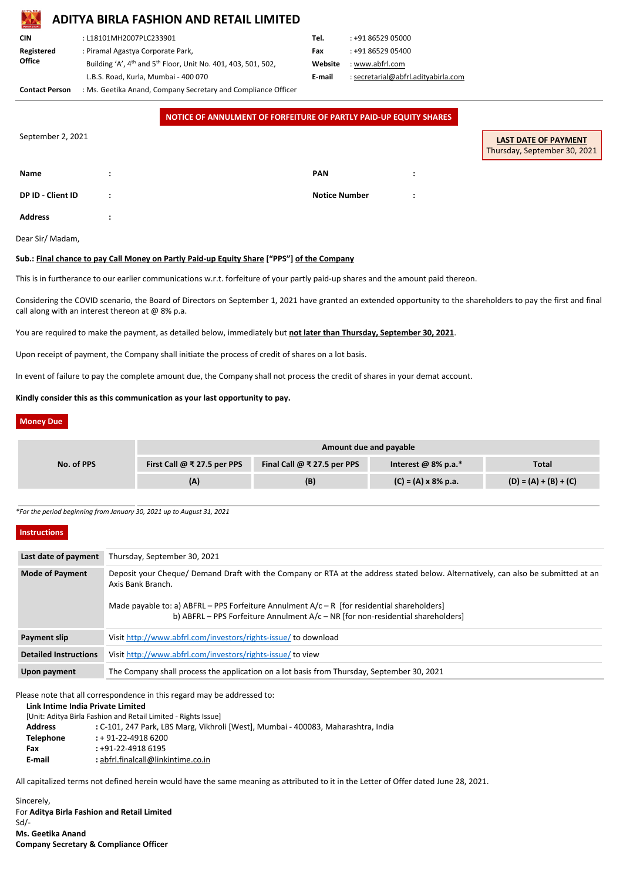# ADITYA BIRLA FASHION AND RETAIL LIMITED

| | | | |
|---|---|---|---|
| **CIN** | : L18101MH2007PLC233901 | **Tel.** | : +91 86529 05000 |
| **Registered Office** | : Piramal Agastya Corporate Park, Building 'A', 4th and 5th Floor, Unit No. 401, 403, 501, 502, L.B.S. Road, Kurla, Mumbai - 400 070 | **Fax** | : +91 86529 05400 |
| | | **Website** | : www.abfrl.com |
| | | **E-mail** | : secretarial@abfrl.adityabirla.com |
| **Contact Person** | : Ms. Geetika Anand, Company Secretary and Compliance Officer | | |

## NOTICE OF ANNULMENT OF FORFEITURE OF PARTLY PAID-UP EQUITY SHARES

September 2, 2021

**LAST DATE OF PAYMENT**
Thursday, September 30, 2021

| | | | |
|---|---|---|---|
| **Name** | : | **PAN** | : |
| **DP ID - Client ID** | : | **Notice Number** | : |
| **Address** | : | | |

Dear Sir/ Madam,

**Sub.: Final chance to pay Call Money on Partly Paid-up Equity Share ["PPS"] of the Company**

This is in furtherance to our earlier communications w.r.t. forfeiture of your partly paid-up shares and the amount paid thereon.

Considering the COVID scenario, the Board of Directors on September 1, 2021 have granted an extended opportunity to the shareholders to pay the first and final call along with an interest thereon at @ 8% p.a.

You are required to make the payment, as detailed below, immediately but **not later than Thursday, September 30, 2021**.

Upon receipt of payment, the Company shall initiate the process of credit of shares on a lot basis.

In event of failure to pay the complete amount due, the Company shall not process the credit of shares in your demat account.

**Kindly consider this as this communication as your last opportunity to pay.**

### Money Due

| No. of PPS | Amount due and payable | | | |
|---|---|---|---|---|
| | First Call @ ₹ 27.5 per PPS | Final Call @ ₹ 27.5 per PPS | Interest @ 8% p.a.* | Total |
| | (A) | (B) | (C) = (A) x 8% p.a. | (D) = (A) + (B) + (C) |
| | | | | |

*For the period beginning from January 30, 2021 up to August 31, 2021*

### Instructions

| | |
|---|---|
| **Last date of payment** | Thursday, September 30, 2021 |
| **Mode of Payment** | Deposit your Cheque/ Demand Draft with the Company or RTA at the address stated below. Alternatively, can also be submitted at an Axis Bank Branch.<br><br>Made payable to: a) ABFRL – PPS Forfeiture Annulment A/c – R [for residential shareholders]<br>b) ABFRL – PPS Forfeiture Annulment A/c – NR [for non-residential shareholders] |
| **Payment slip** | Visit http://www.abfrl.com/investors/rights-issue/ to download |
| **Detailed Instructions** | Visit http://www.abfrl.com/investors/rights-issue/ to view |
| **Upon payment** | The Company shall process the application on a lot basis from Thursday, September 30, 2021 |

Please note that all correspondence in this regard may be addressed to:

**Link Intime India Private Limited**
[Unit: Aditya Birla Fashion and Retail Limited - Rights Issue]

| | |
|---|---|
| **Address** | : C-101, 247 Park, LBS Marg, Vikhroli [West], Mumbai - 400083, Maharashtra, India |
| **Telephone** | : + 91-22-4918 6200 |
| **Fax** | : +91-22-4918 6195 |
| **E-mail** | : abfrl.finalcall@linkintime.co.in |

All capitalized terms not defined herein would have the same meaning as attributed to it in the Letter of Offer dated June 28, 2021.

Sincerely,
For **Aditya Birla Fashion and Retail Limited**
Sd/-
**Ms. Geetika Anand**
**Company Secretary & Compliance Officer**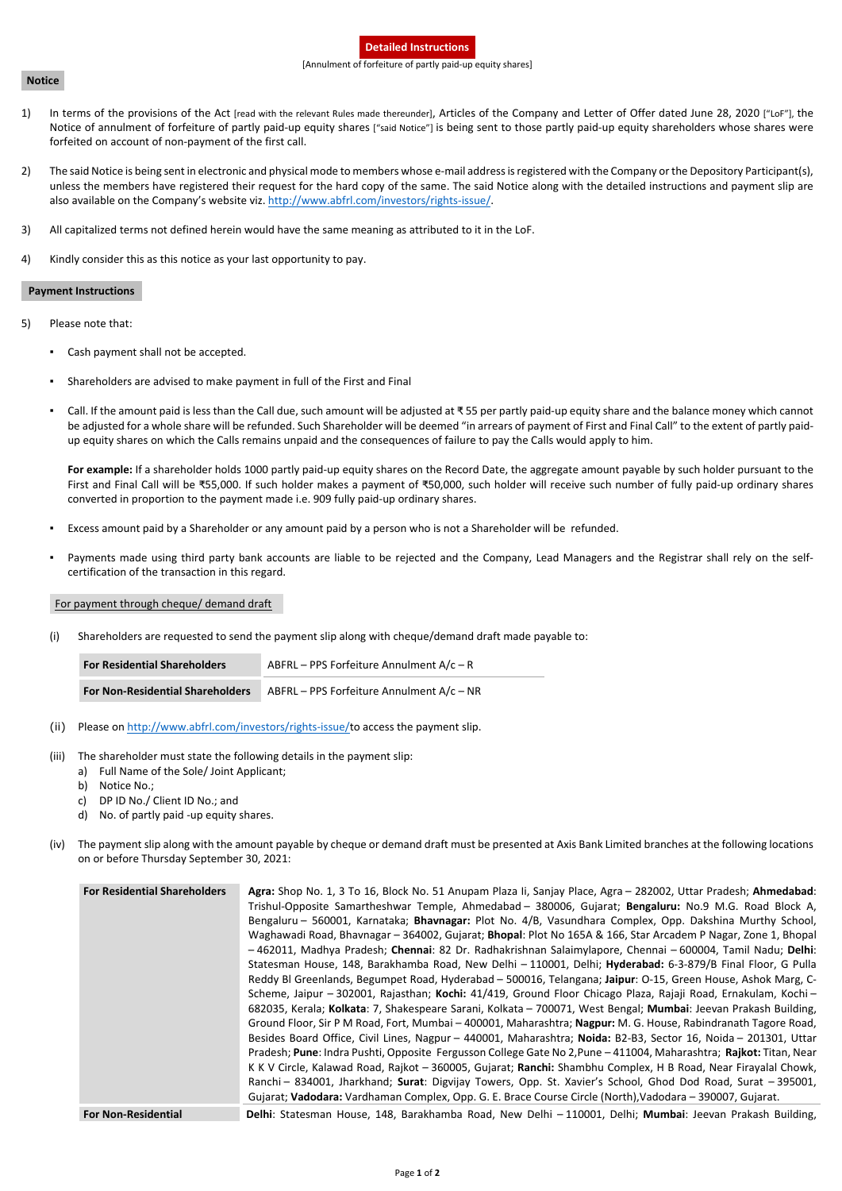**Detailed Instructions**

[Annulment of forfeiture of partly paid-up equity shares]

## Notice

1) In terms of the provisions of the Act [read with the relevant Rules made thereunder], Articles of the Company and Letter of Offer dated June 28, 2020 ["LoF"], the Notice of annulment of forfeiture of partly paid-up equity shares ["said Notice"] is being sent to those partly paid-up equity shareholders whose shares were forfeited on account of non-payment of the first call.

2) The said Notice is being sent in electronic and physical mode to members whose e-mail address is registered with the Company or the Depository Participant(s), unless the members have registered their request for the hard copy of the same. The said Notice along with the detailed instructions and payment slip are also available on the Company's website viz. http://www.abfrl.com/investors/rights-issue/.

3) All capitalized terms not defined herein would have the same meaning as attributed to it in the LoF.

4) Kindly consider this as this notice as your last opportunity to pay.

## Payment Instructions

5) Please note that:

- Cash payment shall not be accepted.

- Shareholders are advised to make payment in full of the First and Final

- Call. If the amount paid is less than the Call due, such amount will be adjusted at ₹ 55 per partly paid-up equity share and the balance money which cannot be adjusted for a whole share will be refunded. Such Shareholder will be deemed "in arrears of payment of First and Final Call" to the extent of partly paid-up equity shares on which the Calls remains unpaid and the consequences of failure to pay the Calls would apply to him.

  **For example:** If a shareholder holds 1000 partly paid-up equity shares on the Record Date, the aggregate amount payable by such holder pursuant to the First and Final Call will be ₹55,000. If such holder makes a payment of ₹50,000, such holder will receive such number of fully paid-up ordinary shares converted in proportion to the payment made i.e. 909 fully paid-up ordinary shares.

- Excess amount paid by a Shareholder or any amount paid by a person who is not a Shareholder will be refunded.

- Payments made using third party bank accounts are liable to be rejected and the Company, Lead Managers and the Registrar shall rely on the self-certification of the transaction in this regard.

### For payment through cheque/ demand draft

(i) Shareholders are requested to send the payment slip along with cheque/demand draft made payable to:

| | |
|---|---|
| **For Residential Shareholders** | ABFRL – PPS Forfeiture Annulment A/c – R |
| **For Non-Residential Shareholders** | ABFRL – PPS Forfeiture Annulment A/c – NR |

(ii) Please on http://www.abfrl.com/investors/rights-issue/to access the payment slip.

(iii) The shareholder must state the following details in the payment slip:
  a) Full Name of the Sole/ Joint Applicant;
  b) Notice No.;
  c) DP ID No./ Client ID No.; and
  d) No. of partly paid -up equity shares.

(iv) The payment slip along with the amount payable by cheque or demand draft must be presented at Axis Bank Limited branches at the following locations on or before Thursday September 30, 2021:

| | |
|---|---|
| **For Residential Shareholders** | **Agra:** Shop No. 1, 3 To 16, Block No. 51 Anupam Plaza Ii, Sanjay Place, Agra – 282002, Uttar Pradesh; **Ahmedabad**: Trishul-Opposite Samartheshwar Temple, Ahmedabad – 380006, Gujarat; **Bengaluru:** No.9 M.G. Road Block A, Bengaluru – 560001, Karnataka; **Bhavnagar:** Plot No. 4/B, Vasundhara Complex, Opp. Dakshina Murthy School, Waghawadi Road, Bhavnagar – 364002, Gujarat; **Bhopal**: Plot No 165A & 166, Star Arcadem P Nagar, Zone 1, Bhopal – 462011, Madhya Pradesh; **Chennai**: 82 Dr. Radhakrishnan Salaimylapore, Chennai – 600004, Tamil Nadu; **Delhi**: Statesman House, 148, Barakhamba Road, New Delhi – 110001, Delhi; **Hyderabad:** 6-3-879/B Final Floor, G Pulla Reddy Bl Greenlands, Begumpet Road, Hyderabad – 500016, Telangana; **Jaipur**: O-15, Green House, Ashok Marg, C-Scheme, Jaipur – 302001, Rajasthan; **Kochi:** 41/419, Ground Floor Chicago Plaza, Rajaji Road, Ernakulam, Kochi – 682035, Kerala; **Kolkata**: 7, Shakespeare Sarani, Kolkata – 700071, West Bengal; **Mumbai**: Jeevan Prakash Building, Ground Floor, Sir P M Road, Fort, Mumbai – 400001, Maharashtra; **Nagpur:** M. G. House, Rabindranath Tagore Road, Besides Board Office, Civil Lines, Nagpur – 440001, Maharashtra; **Noida:** B2-B3, Sector 16, Noida – 201301, Uttar Pradesh; **Pune**: Indra Pushti, Opposite Fergusson College Gate No 2,Pune – 411004, Maharashtra; **Rajkot:** Titan, Near K K V Circle, Kalawad Road, Rajkot – 360005, Gujarat; **Ranchi:** Shambhu Complex, H B Road, Near Firayalal Chowk, Ranchi – 834001, Jharkhand; **Surat**: Digvijay Towers, Opp. St. Xavier's School, Ghod Dod Road, Surat – 395001, Gujarat; **Vadodara:** Vardhaman Complex, Opp. G. E. Brace Course Circle (North),Vadodara – 390007, Gujarat. |
| **For Non-Residential** | **Delhi**: Statesman House, 148, Barakhamba Road, New Delhi – 110001, Delhi; **Mumbai**: Jeevan Prakash Building, |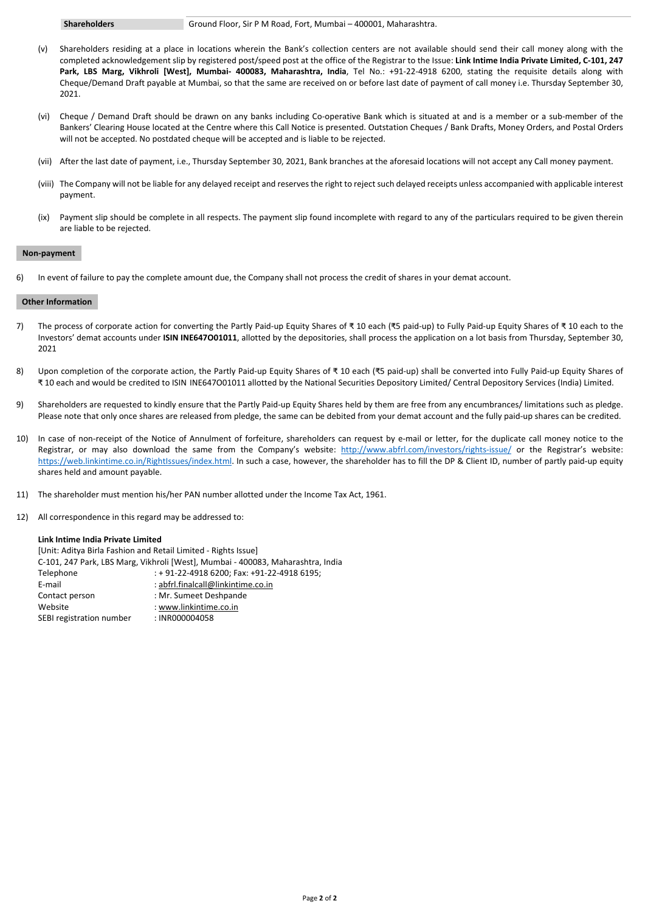| Shareholders | Ground Floor, Sir P M Road, Fort, Mumbai – 400001, Maharashtra. |
| --- | --- |

(v) Shareholders residing at a place in locations wherein the Bank's collection centers are not available should send their call money along with the completed acknowledgement slip by registered post/speed post at the office of the Registrar to the Issue: **Link Intime India Private Limited, C-101, 247 Park, LBS Marg, Vikhroli [West], Mumbai- 400083, Maharashtra, India**, Tel No.: +91-22-4918 6200, stating the requisite details along with Cheque/Demand Draft payable at Mumbai, so that the same are received on or before last date of payment of call money i.e. Thursday September 30, 2021.

(vi) Cheque / Demand Draft should be drawn on any banks including Co-operative Bank which is situated at and is a member or a sub-member of the Bankers' Clearing House located at the Centre where this Call Notice is presented. Outstation Cheques / Bank Drafts, Money Orders, and Postal Orders will not be accepted. No postdated cheque will be accepted and is liable to be rejected.

(vii) After the last date of payment, i.e., Thursday September 30, 2021, Bank branches at the aforesaid locations will not accept any Call money payment.

(viii) The Company will not be liable for any delayed receipt and reserves the right to reject such delayed receipts unless accompanied with applicable interest payment.

(ix) Payment slip should be complete in all respects. The payment slip found incomplete with regard to any of the particulars required to be given therein are liable to be rejected.

**Non-payment**

6) In event of failure to pay the complete amount due, the Company shall not process the credit of shares in your demat account.

**Other Information**

7) The process of corporate action for converting the Partly Paid-up Equity Shares of ₹ 10 each (₹5 paid-up) to Fully Paid-up Equity Shares of ₹ 10 each to the Investors' demat accounts under **ISIN INE647O01011**, allotted by the depositories, shall process the application on a lot basis from Thursday, September 30, 2021

8) Upon completion of the corporate action, the Partly Paid-up Equity Shares of ₹ 10 each (₹5 paid-up) shall be converted into Fully Paid-up Equity Shares of ₹ 10 each and would be credited to ISIN INE647O01011 allotted by the National Securities Depository Limited/ Central Depository Services (India) Limited.

9) Shareholders are requested to kindly ensure that the Partly Paid-up Equity Shares held by them are free from any encumbrances/ limitations such as pledge. Please note that only once shares are released from pledge, the same can be debited from your demat account and the fully paid-up shares can be credited.

10) In case of non-receipt of the Notice of Annulment of forfeiture, shareholders can request by e-mail or letter, for the duplicate call money notice to the Registrar, or may also download the same from the Company's website: http://www.abfrl.com/investors/rights-issue/ or the Registrar's website: https://web.linkintime.co.in/RightIssues/index.html. In such a case, however, the shareholder has to fill the DP & Client ID, number of partly paid-up equity shares held and amount payable.

11) The shareholder must mention his/her PAN number allotted under the Income Tax Act, 1961.

12) All correspondence in this regard may be addressed to:

**Link Intime India Private Limited**
[Unit: Aditya Birla Fashion and Retail Limited - Rights Issue]
C-101, 247 Park, LBS Marg, Vikhroli [West], Mumbai - 400083, Maharashtra, India

| | |
| --- | --- |
| Telephone | : + 91-22-4918 6200; Fax: +91-22-4918 6195; |
| E-mail | : abfrl.finalcall@linkintime.co.in |
| Contact person | : Mr. Sumeet Deshpande |
| Website | : www.linkintime.co.in |
| SEBI registration number | : INR000004058 |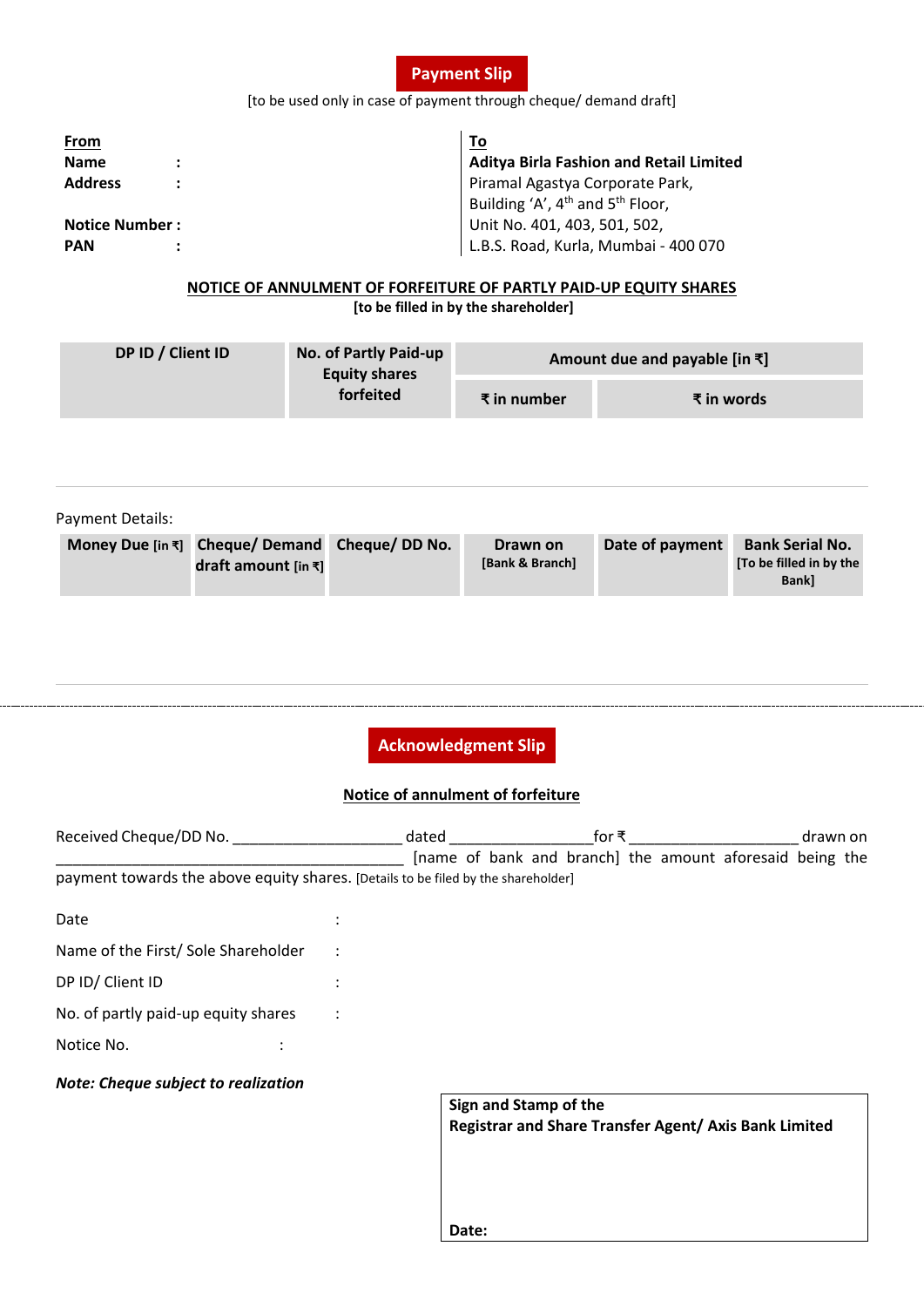## Payment Slip

[to be used only in case of payment through cheque/ demand draft]

| | |
|---|---|
| **From** | **To** |
| **Name** : | **Aditya Birla Fashion and Retail Limited** |
| **Address** : | Piramal Agastya Corporate Park, |
| | Building 'A', 4th and 5th Floor, |
| **Notice Number** : | Unit No. 401, 403, 501, 502, |
| **PAN** : | L.B.S. Road, Kurla, Mumbai - 400 070 |

### NOTICE OF ANNULMENT OF FORFEITURE OF PARTLY PAID-UP EQUITY SHARES

**[to be filled in by the shareholder]**

| DP ID / Client ID | No. of Partly Paid-up Equity shares forfeited | Amount due and payable [in ₹] | |
|---|---|---|---|
| | | ₹ in number | ₹ in words |
| | | | |

Payment Details:

| Money Due [in ₹] | Cheque/ Demand draft amount [in ₹] | Cheque/ DD No. | Drawn on [Bank & Branch] | Date of payment | Bank Serial No. [To be filled in by the Bank] |
|---|---|---|---|---|---|
| | | | | | |

---

## Acknowledgment Slip

### Notice of annulment of forfeiture

Received Cheque/DD No. ____________________ dated _________________ for ₹ ____________________ drawn on __________________________________________ [name of bank and branch] the amount aforesaid being the payment towards the above equity shares. [Details to be filed by the shareholder]

Date :

Name of the First/ Sole Shareholder :

DP ID/ Client ID :

No. of partly paid-up equity shares :

Notice No. :

***Note: Cheque subject to realization***

**Sign and Stamp of the**
**Registrar and Share Transfer Agent/ Axis Bank Limited**

**Date:**